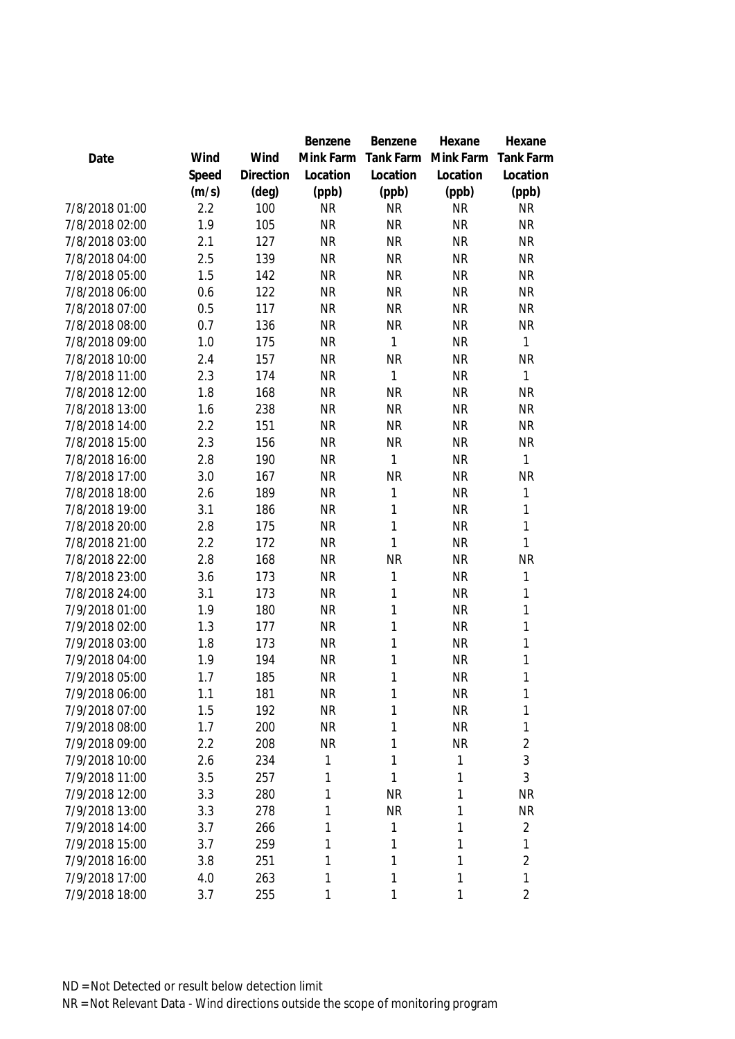| Date | Wind Speed (m/s) | Wind Direction (deg) | Benzene Mink Farm Location (ppb) | Benzene Tank Farm Location (ppb) | Hexane Mink Farm Location (ppb) | Hexane Tank Farm Location (ppb) |
|---|---|---|---|---|---|---|
| 7/8/2018 01:00 | 2.2 | 100 | NR | NR | NR | NR |
| 7/8/2018 02:00 | 1.9 | 105 | NR | NR | NR | NR |
| 7/8/2018 03:00 | 2.1 | 127 | NR | NR | NR | NR |
| 7/8/2018 04:00 | 2.5 | 139 | NR | NR | NR | NR |
| 7/8/2018 05:00 | 1.5 | 142 | NR | NR | NR | NR |
| 7/8/2018 06:00 | 0.6 | 122 | NR | NR | NR | NR |
| 7/8/2018 07:00 | 0.5 | 117 | NR | NR | NR | NR |
| 7/8/2018 08:00 | 0.7 | 136 | NR | NR | NR | NR |
| 7/8/2018 09:00 | 1.0 | 175 | NR | 1 | NR | 1 |
| 7/8/2018 10:00 | 2.4 | 157 | NR | NR | NR | NR |
| 7/8/2018 11:00 | 2.3 | 174 | NR | 1 | NR | 1 |
| 7/8/2018 12:00 | 1.8 | 168 | NR | NR | NR | NR |
| 7/8/2018 13:00 | 1.6 | 238 | NR | NR | NR | NR |
| 7/8/2018 14:00 | 2.2 | 151 | NR | NR | NR | NR |
| 7/8/2018 15:00 | 2.3 | 156 | NR | NR | NR | NR |
| 7/8/2018 16:00 | 2.8 | 190 | NR | 1 | NR | 1 |
| 7/8/2018 17:00 | 3.0 | 167 | NR | NR | NR | NR |
| 7/8/2018 18:00 | 2.6 | 189 | NR | 1 | NR | 1 |
| 7/8/2018 19:00 | 3.1 | 186 | NR | 1 | NR | 1 |
| 7/8/2018 20:00 | 2.8 | 175 | NR | 1 | NR | 1 |
| 7/8/2018 21:00 | 2.2 | 172 | NR | 1 | NR | 1 |
| 7/8/2018 22:00 | 2.8 | 168 | NR | NR | NR | NR |
| 7/8/2018 23:00 | 3.6 | 173 | NR | 1 | NR | 1 |
| 7/8/2018 24:00 | 3.1 | 173 | NR | 1 | NR | 1 |
| 7/9/2018 01:00 | 1.9 | 180 | NR | 1 | NR | 1 |
| 7/9/2018 02:00 | 1.3 | 177 | NR | 1 | NR | 1 |
| 7/9/2018 03:00 | 1.8 | 173 | NR | 1 | NR | 1 |
| 7/9/2018 04:00 | 1.9 | 194 | NR | 1 | NR | 1 |
| 7/9/2018 05:00 | 1.7 | 185 | NR | 1 | NR | 1 |
| 7/9/2018 06:00 | 1.1 | 181 | NR | 1 | NR | 1 |
| 7/9/2018 07:00 | 1.5 | 192 | NR | 1 | NR | 1 |
| 7/9/2018 08:00 | 1.7 | 200 | NR | 1 | NR | 1 |
| 7/9/2018 09:00 | 2.2 | 208 | NR | 1 | NR | 2 |
| 7/9/2018 10:00 | 2.6 | 234 | 1 | 1 | 1 | 3 |
| 7/9/2018 11:00 | 3.5 | 257 | 1 | 1 | 1 | 3 |
| 7/9/2018 12:00 | 3.3 | 280 | 1 | NR | 1 | NR |
| 7/9/2018 13:00 | 3.3 | 278 | 1 | NR | 1 | NR |
| 7/9/2018 14:00 | 3.7 | 266 | 1 | 1 | 1 | 2 |
| 7/9/2018 15:00 | 3.7 | 259 | 1 | 1 | 1 | 1 |
| 7/9/2018 16:00 | 3.8 | 251 | 1 | 1 | 1 | 2 |
| 7/9/2018 17:00 | 4.0 | 263 | 1 | 1 | 1 | 1 |
| 7/9/2018 18:00 | 3.7 | 255 | 1 | 1 | 1 | 2 |

ND = Not Detected or result below detection limit

NR = Not Relevant Data - Wind directions outside the scope of monitoring program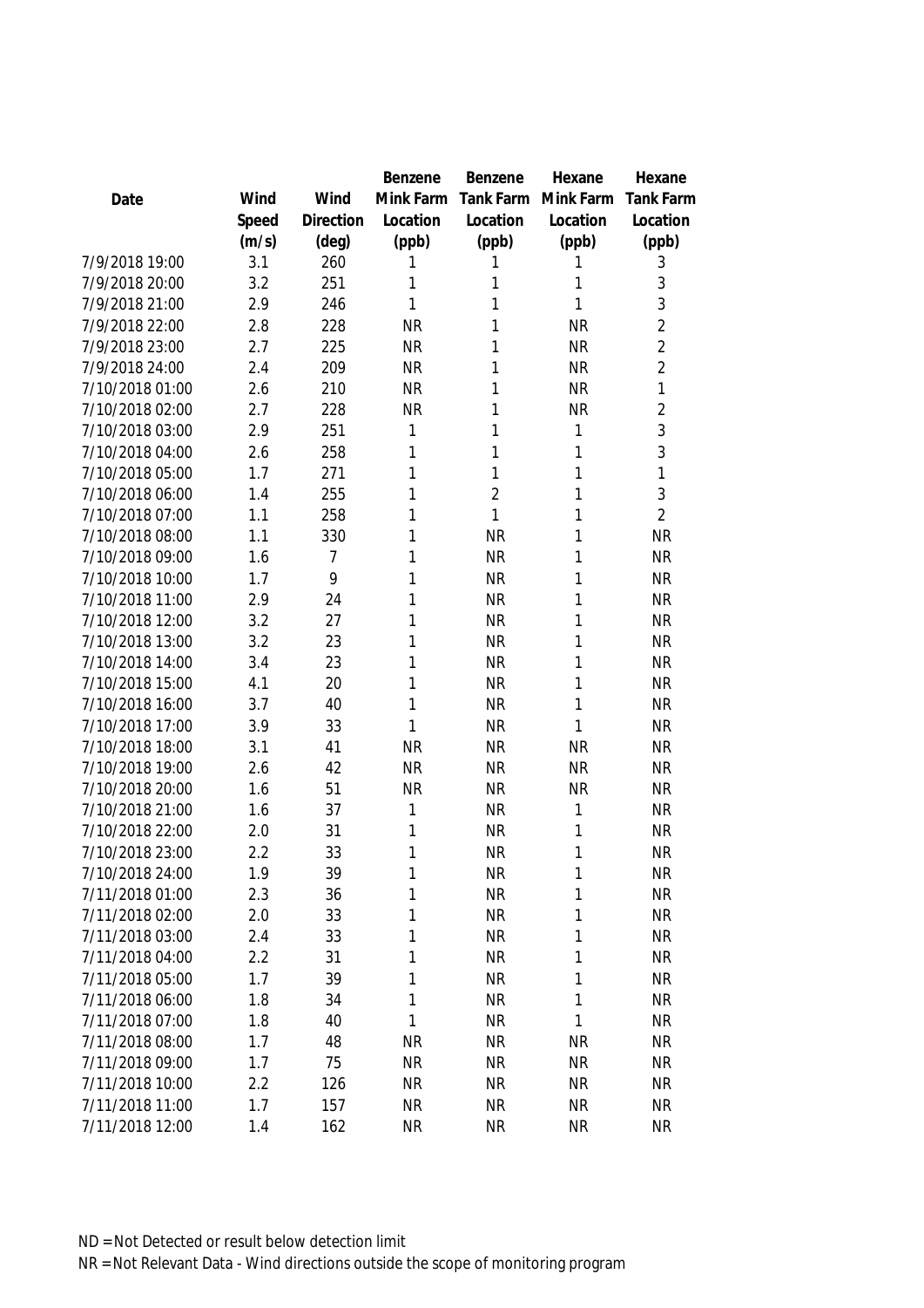| Date | Wind Speed (m/s) | Wind Direction (deg) | Benzene Mink Farm Location (ppb) | Benzene Tank Farm Location (ppb) | Hexane Mink Farm Location (ppb) | Hexane Tank Farm Location (ppb) |
|---|---|---|---|---|---|---|
| 7/9/2018 19:00 | 3.1 | 260 | 1 | 1 | 1 | 3 |
| 7/9/2018 20:00 | 3.2 | 251 | 1 | 1 | 1 | 3 |
| 7/9/2018 21:00 | 2.9 | 246 | 1 | 1 | 1 | 3 |
| 7/9/2018 22:00 | 2.8 | 228 | NR | 1 | NR | 2 |
| 7/9/2018 23:00 | 2.7 | 225 | NR | 1 | NR | 2 |
| 7/9/2018 24:00 | 2.4 | 209 | NR | 1 | NR | 2 |
| 7/10/2018 01:00 | 2.6 | 210 | NR | 1 | NR | 1 |
| 7/10/2018 02:00 | 2.7 | 228 | NR | 1 | NR | 2 |
| 7/10/2018 03:00 | 2.9 | 251 | 1 | 1 | 1 | 3 |
| 7/10/2018 04:00 | 2.6 | 258 | 1 | 1 | 1 | 3 |
| 7/10/2018 05:00 | 1.7 | 271 | 1 | 1 | 1 | 1 |
| 7/10/2018 06:00 | 1.4 | 255 | 1 | 2 | 1 | 3 |
| 7/10/2018 07:00 | 1.1 | 258 | 1 | 1 | 1 | 2 |
| 7/10/2018 08:00 | 1.1 | 330 | 1 | NR | 1 | NR |
| 7/10/2018 09:00 | 1.6 | 7 | 1 | NR | 1 | NR |
| 7/10/2018 10:00 | 1.7 | 9 | 1 | NR | 1 | NR |
| 7/10/2018 11:00 | 2.9 | 24 | 1 | NR | 1 | NR |
| 7/10/2018 12:00 | 3.2 | 27 | 1 | NR | 1 | NR |
| 7/10/2018 13:00 | 3.2 | 23 | 1 | NR | 1 | NR |
| 7/10/2018 14:00 | 3.4 | 23 | 1 | NR | 1 | NR |
| 7/10/2018 15:00 | 4.1 | 20 | 1 | NR | 1 | NR |
| 7/10/2018 16:00 | 3.7 | 40 | 1 | NR | 1 | NR |
| 7/10/2018 17:00 | 3.9 | 33 | 1 | NR | 1 | NR |
| 7/10/2018 18:00 | 3.1 | 41 | NR | NR | NR | NR |
| 7/10/2018 19:00 | 2.6 | 42 | NR | NR | NR | NR |
| 7/10/2018 20:00 | 1.6 | 51 | NR | NR | NR | NR |
| 7/10/2018 21:00 | 1.6 | 37 | 1 | NR | 1 | NR |
| 7/10/2018 22:00 | 2.0 | 31 | 1 | NR | 1 | NR |
| 7/10/2018 23:00 | 2.2 | 33 | 1 | NR | 1 | NR |
| 7/10/2018 24:00 | 1.9 | 39 | 1 | NR | 1 | NR |
| 7/11/2018 01:00 | 2.3 | 36 | 1 | NR | 1 | NR |
| 7/11/2018 02:00 | 2.0 | 33 | 1 | NR | 1 | NR |
| 7/11/2018 03:00 | 2.4 | 33 | 1 | NR | 1 | NR |
| 7/11/2018 04:00 | 2.2 | 31 | 1 | NR | 1 | NR |
| 7/11/2018 05:00 | 1.7 | 39 | 1 | NR | 1 | NR |
| 7/11/2018 06:00 | 1.8 | 34 | 1 | NR | 1 | NR |
| 7/11/2018 07:00 | 1.8 | 40 | 1 | NR | 1 | NR |
| 7/11/2018 08:00 | 1.7 | 48 | NR | NR | NR | NR |
| 7/11/2018 09:00 | 1.7 | 75 | NR | NR | NR | NR |
| 7/11/2018 10:00 | 2.2 | 126 | NR | NR | NR | NR |
| 7/11/2018 11:00 | 1.7 | 157 | NR | NR | NR | NR |
| 7/11/2018 12:00 | 1.4 | 162 | NR | NR | NR | NR |

ND = Not Detected or result below detection limit

NR = Not Relevant Data - Wind directions outside the scope of monitoring program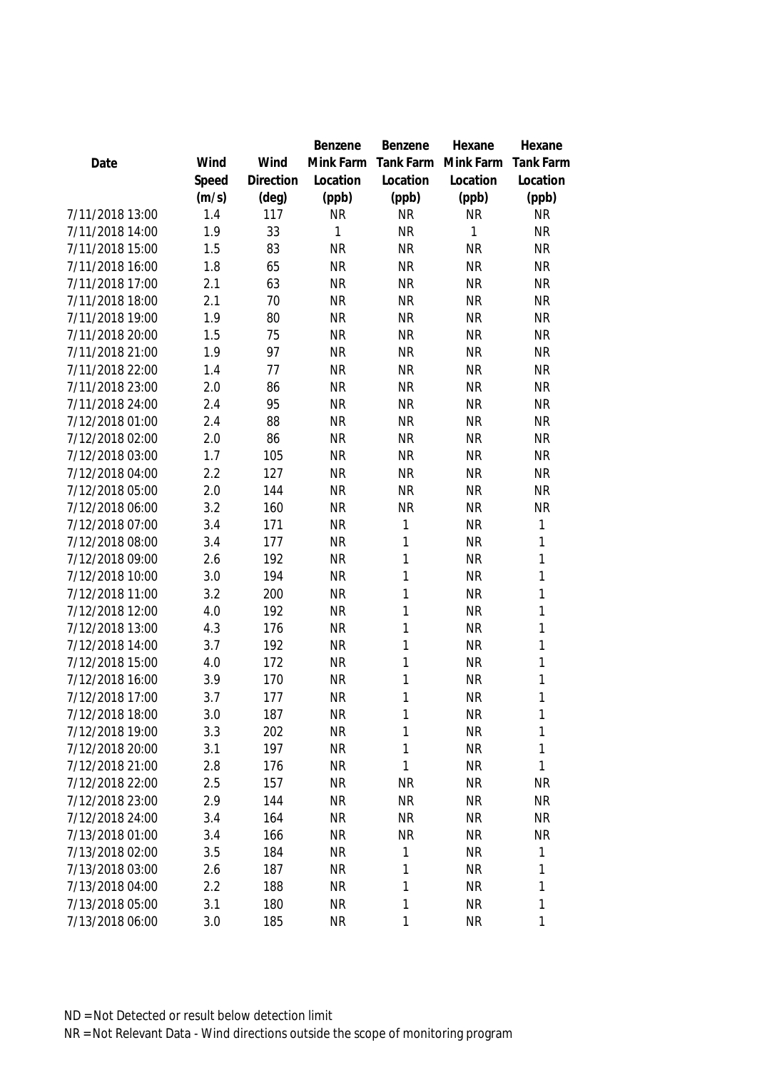| Date | Wind Speed (m/s) | Wind Direction (deg) | Benzene Mink Farm Location (ppb) | Benzene Tank Farm Location (ppb) | Hexane Mink Farm Location (ppb) | Hexane Tank Farm Location (ppb) |
|---|---|---|---|---|---|---|
| 7/11/2018 13:00 | 1.4 | 117 | NR | NR | NR | NR |
| 7/11/2018 14:00 | 1.9 | 33 | 1 | NR | 1 | NR |
| 7/11/2018 15:00 | 1.5 | 83 | NR | NR | NR | NR |
| 7/11/2018 16:00 | 1.8 | 65 | NR | NR | NR | NR |
| 7/11/2018 17:00 | 2.1 | 63 | NR | NR | NR | NR |
| 7/11/2018 18:00 | 2.1 | 70 | NR | NR | NR | NR |
| 7/11/2018 19:00 | 1.9 | 80 | NR | NR | NR | NR |
| 7/11/2018 20:00 | 1.5 | 75 | NR | NR | NR | NR |
| 7/11/2018 21:00 | 1.9 | 97 | NR | NR | NR | NR |
| 7/11/2018 22:00 | 1.4 | 77 | NR | NR | NR | NR |
| 7/11/2018 23:00 | 2.0 | 86 | NR | NR | NR | NR |
| 7/11/2018 24:00 | 2.4 | 95 | NR | NR | NR | NR |
| 7/12/2018 01:00 | 2.4 | 88 | NR | NR | NR | NR |
| 7/12/2018 02:00 | 2.0 | 86 | NR | NR | NR | NR |
| 7/12/2018 03:00 | 1.7 | 105 | NR | NR | NR | NR |
| 7/12/2018 04:00 | 2.2 | 127 | NR | NR | NR | NR |
| 7/12/2018 05:00 | 2.0 | 144 | NR | NR | NR | NR |
| 7/12/2018 06:00 | 3.2 | 160 | NR | NR | NR | NR |
| 7/12/2018 07:00 | 3.4 | 171 | NR | 1 | NR | 1 |
| 7/12/2018 08:00 | 3.4 | 177 | NR | 1 | NR | 1 |
| 7/12/2018 09:00 | 2.6 | 192 | NR | 1 | NR | 1 |
| 7/12/2018 10:00 | 3.0 | 194 | NR | 1 | NR | 1 |
| 7/12/2018 11:00 | 3.2 | 200 | NR | 1 | NR | 1 |
| 7/12/2018 12:00 | 4.0 | 192 | NR | 1 | NR | 1 |
| 7/12/2018 13:00 | 4.3 | 176 | NR | 1 | NR | 1 |
| 7/12/2018 14:00 | 3.7 | 192 | NR | 1 | NR | 1 |
| 7/12/2018 15:00 | 4.0 | 172 | NR | 1 | NR | 1 |
| 7/12/2018 16:00 | 3.9 | 170 | NR | 1 | NR | 1 |
| 7/12/2018 17:00 | 3.7 | 177 | NR | 1 | NR | 1 |
| 7/12/2018 18:00 | 3.0 | 187 | NR | 1 | NR | 1 |
| 7/12/2018 19:00 | 3.3 | 202 | NR | 1 | NR | 1 |
| 7/12/2018 20:00 | 3.1 | 197 | NR | 1 | NR | 1 |
| 7/12/2018 21:00 | 2.8 | 176 | NR | 1 | NR | 1 |
| 7/12/2018 22:00 | 2.5 | 157 | NR | NR | NR | NR |
| 7/12/2018 23:00 | 2.9 | 144 | NR | NR | NR | NR |
| 7/12/2018 24:00 | 3.4 | 164 | NR | NR | NR | NR |
| 7/13/2018 01:00 | 3.4 | 166 | NR | NR | NR | NR |
| 7/13/2018 02:00 | 3.5 | 184 | NR | 1 | NR | 1 |
| 7/13/2018 03:00 | 2.6 | 187 | NR | 1 | NR | 1 |
| 7/13/2018 04:00 | 2.2 | 188 | NR | 1 | NR | 1 |
| 7/13/2018 05:00 | 3.1 | 180 | NR | 1 | NR | 1 |
| 7/13/2018 06:00 | 3.0 | 185 | NR | 1 | NR | 1 |

ND = Not Detected or result below detection limit

NR = Not Relevant Data - Wind directions outside the scope of monitoring program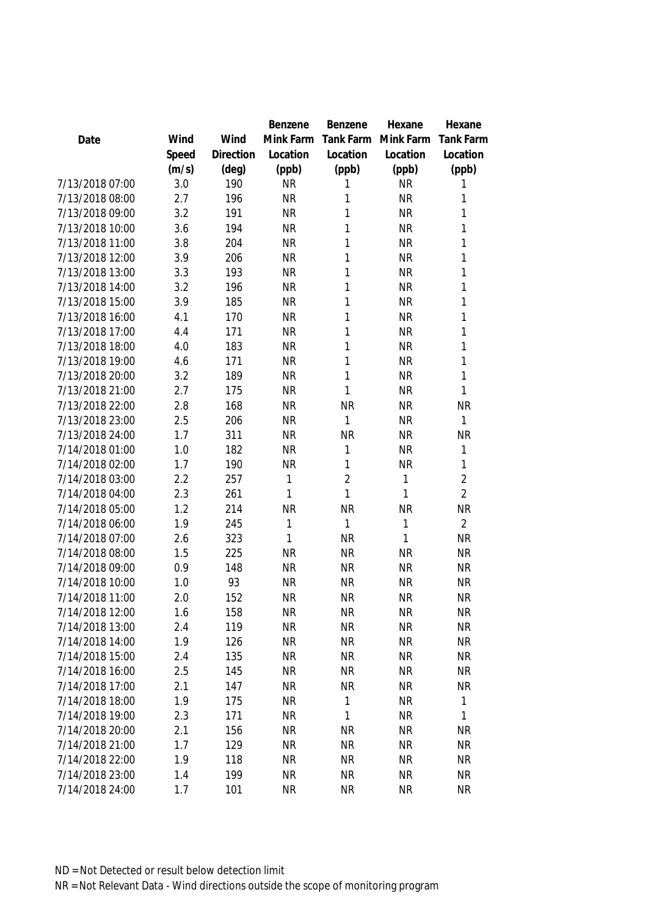| Date | Wind Speed (m/s) | Wind Direction (deg) | Benzene Mink Farm Location (ppb) | Benzene Tank Farm Location (ppb) | Hexane Mink Farm Location (ppb) | Hexane Tank Farm Location (ppb) |
|---|---|---|---|---|---|---|
| 7/13/2018 07:00 | 3.0 | 190 | NR | 1 | NR | 1 |
| 7/13/2018 08:00 | 2.7 | 196 | NR | 1 | NR | 1 |
| 7/13/2018 09:00 | 3.2 | 191 | NR | 1 | NR | 1 |
| 7/13/2018 10:00 | 3.6 | 194 | NR | 1 | NR | 1 |
| 7/13/2018 11:00 | 3.8 | 204 | NR | 1 | NR | 1 |
| 7/13/2018 12:00 | 3.9 | 206 | NR | 1 | NR | 1 |
| 7/13/2018 13:00 | 3.3 | 193 | NR | 1 | NR | 1 |
| 7/13/2018 14:00 | 3.2 | 196 | NR | 1 | NR | 1 |
| 7/13/2018 15:00 | 3.9 | 185 | NR | 1 | NR | 1 |
| 7/13/2018 16:00 | 4.1 | 170 | NR | 1 | NR | 1 |
| 7/13/2018 17:00 | 4.4 | 171 | NR | 1 | NR | 1 |
| 7/13/2018 18:00 | 4.0 | 183 | NR | 1 | NR | 1 |
| 7/13/2018 19:00 | 4.6 | 171 | NR | 1 | NR | 1 |
| 7/13/2018 20:00 | 3.2 | 189 | NR | 1 | NR | 1 |
| 7/13/2018 21:00 | 2.7 | 175 | NR | 1 | NR | 1 |
| 7/13/2018 22:00 | 2.8 | 168 | NR | NR | NR | NR |
| 7/13/2018 23:00 | 2.5 | 206 | NR | 1 | NR | 1 |
| 7/13/2018 24:00 | 1.7 | 311 | NR | NR | NR | NR |
| 7/14/2018 01:00 | 1.0 | 182 | NR | 1 | NR | 1 |
| 7/14/2018 02:00 | 1.7 | 190 | NR | 1 | NR | 1 |
| 7/14/2018 03:00 | 2.2 | 257 | 1 | 2 | 1 | 2 |
| 7/14/2018 04:00 | 2.3 | 261 | 1 | 1 | 1 | 2 |
| 7/14/2018 05:00 | 1.2 | 214 | NR | NR | NR | NR |
| 7/14/2018 06:00 | 1.9 | 245 | 1 | 1 | 1 | 2 |
| 7/14/2018 07:00 | 2.6 | 323 | 1 | NR | 1 | NR |
| 7/14/2018 08:00 | 1.5 | 225 | NR | NR | NR | NR |
| 7/14/2018 09:00 | 0.9 | 148 | NR | NR | NR | NR |
| 7/14/2018 10:00 | 1.0 | 93 | NR | NR | NR | NR |
| 7/14/2018 11:00 | 2.0 | 152 | NR | NR | NR | NR |
| 7/14/2018 12:00 | 1.6 | 158 | NR | NR | NR | NR |
| 7/14/2018 13:00 | 2.4 | 119 | NR | NR | NR | NR |
| 7/14/2018 14:00 | 1.9 | 126 | NR | NR | NR | NR |
| 7/14/2018 15:00 | 2.4 | 135 | NR | NR | NR | NR |
| 7/14/2018 16:00 | 2.5 | 145 | NR | NR | NR | NR |
| 7/14/2018 17:00 | 2.1 | 147 | NR | NR | NR | NR |
| 7/14/2018 18:00 | 1.9 | 175 | NR | 1 | NR | 1 |
| 7/14/2018 19:00 | 2.3 | 171 | NR | 1 | NR | 1 |
| 7/14/2018 20:00 | 2.1 | 156 | NR | NR | NR | NR |
| 7/14/2018 21:00 | 1.7 | 129 | NR | NR | NR | NR |
| 7/14/2018 22:00 | 1.9 | 118 | NR | NR | NR | NR |
| 7/14/2018 23:00 | 1.4 | 199 | NR | NR | NR | NR |
| 7/14/2018 24:00 | 1.7 | 101 | NR | NR | NR | NR |

ND = Not Detected or result below detection limit

NR = Not Relevant Data - Wind directions outside the scope of monitoring program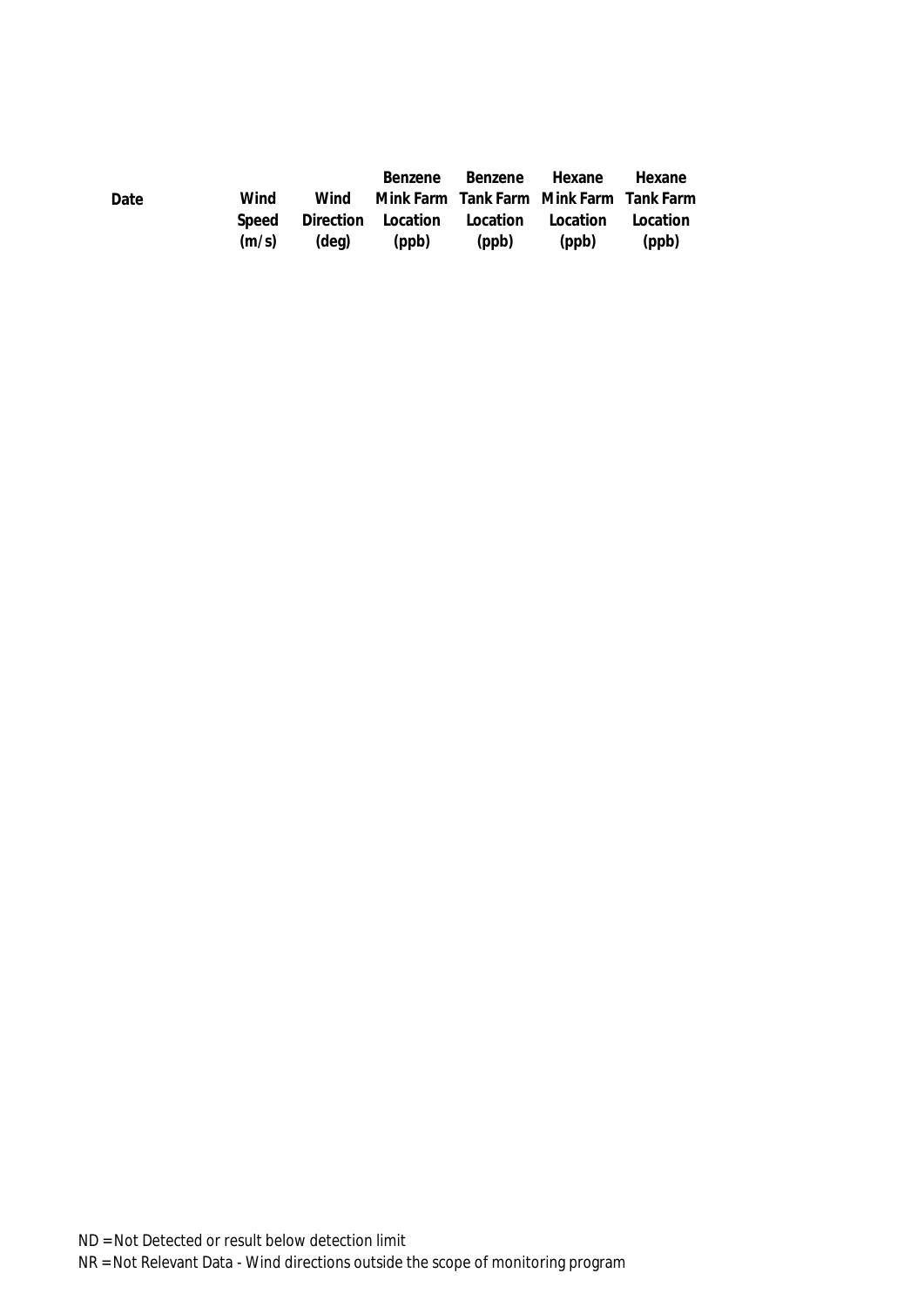| Date | Wind Speed (m/s) | Wind Direction (deg) | Benzene Mink Farm Location (ppb) | Benzene Tank Farm Location (ppb) | Hexane Mink Farm Location (ppb) | Hexane Tank Farm Location (ppb) |
|---|---|---|---|---|---|---|

ND = Not Detected or result below detection limit

NR = Not Relevant Data - Wind directions outside the scope of monitoring program